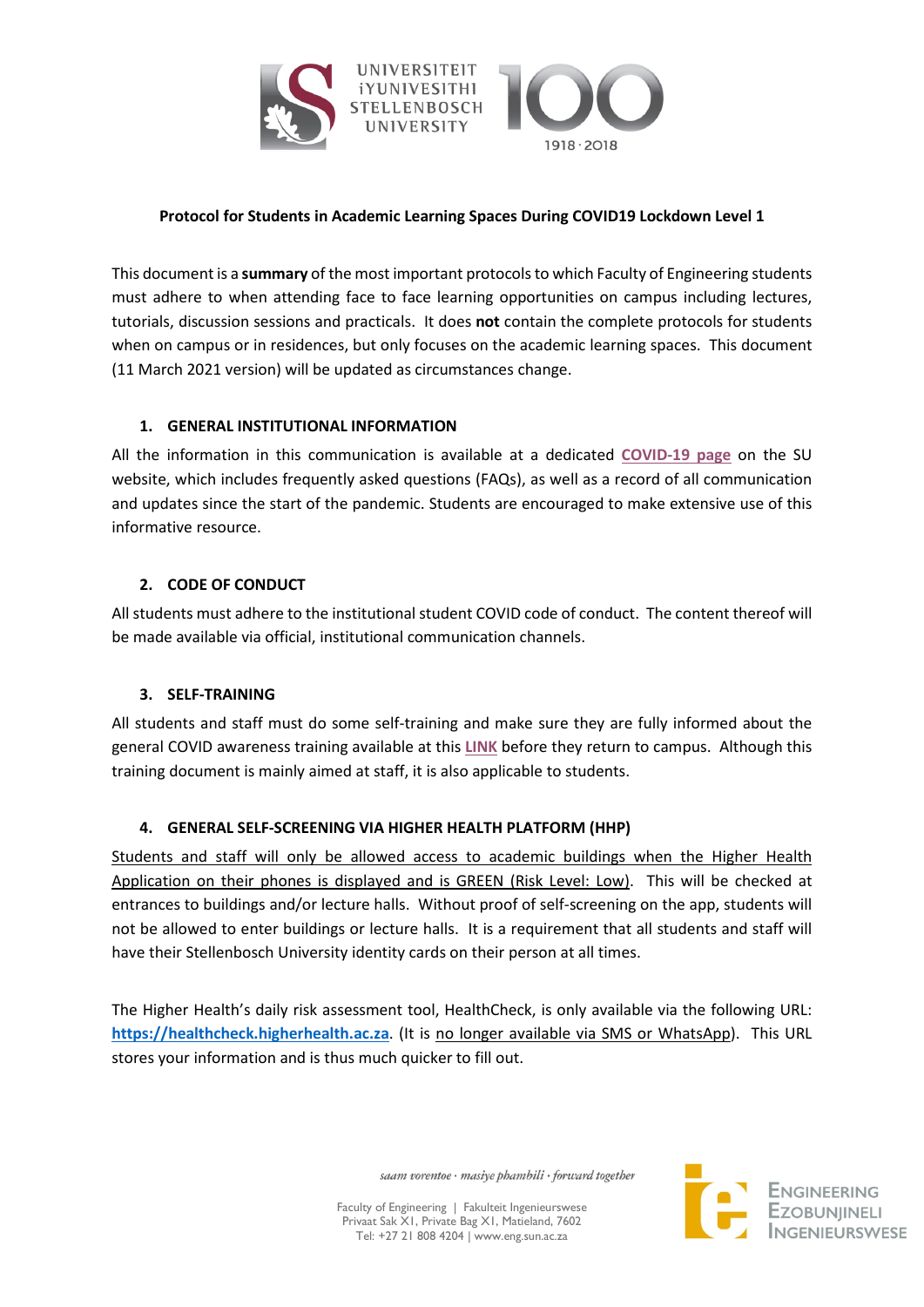UNIVERSITEIT iYUNIVESITHI STELLENBOSCH UNIVERSITY 100 1918 · 2018

**Protocol for Students in Academic Learning Spaces During COVID19 Lockdown Level 1**

This document is a **summary** of the most important protocols to which Faculty of Engineering students must adhere to when attending face to face learning opportunities on campus including lectures, tutorials, discussion sessions and practicals. It does **not** contain the complete protocols for students when on campus or in residences, but only focuses on the academic learning spaces. This document (11 March 2021 version) will be updated as circumstances change.

## 1. GENERAL INSTITUTIONAL INFORMATION

All the information in this communication is available at a dedicated **COVID-19 page** on the SU website, which includes frequently asked questions (FAQs), as well as a record of all communication and updates since the start of the pandemic. Students are encouraged to make extensive use of this informative resource.

## 2. CODE OF CONDUCT

All students must adhere to the institutional student COVID code of conduct. The content thereof will be made available via official, institutional communication channels.

## 3. SELF-TRAINING

All students and staff must do some self-training and make sure they are fully informed about the general COVID awareness training available at this **LINK** before they return to campus. Although this training document is mainly aimed at staff, it is also applicable to students.

## 4. GENERAL SELF-SCREENING VIA HIGHER HEALTH PLATFORM (HHP)

Students and staff will only be allowed access to academic buildings when the Higher Health Application on their phones is displayed and is GREEN (Risk Level: Low). This will be checked at entrances to buildings and/or lecture halls. Without proof of self-screening on the app, students will not be allowed to enter buildings or lecture halls. It is a requirement that all students and staff will have their Stellenbosch University identity cards on their person at all times.

The Higher Health's daily risk assessment tool, HealthCheck, is only available via the following URL: **https://healthcheck.higherhealth.ac.za**. (It is no longer available via SMS or WhatsApp). This URL stores your information and is thus much quicker to fill out.

*saam vorentoe · masiye phambili · forward together*

Faculty of Engineering | Fakulteit Ingenieurswese
Privaat Sak X1, Private Bag X1, Matieland, 7602
Tel: +27 21 808 4204 | www.eng.sun.ac.za

ENGINEERING EZOBUNJINELI INGENIEURSWESE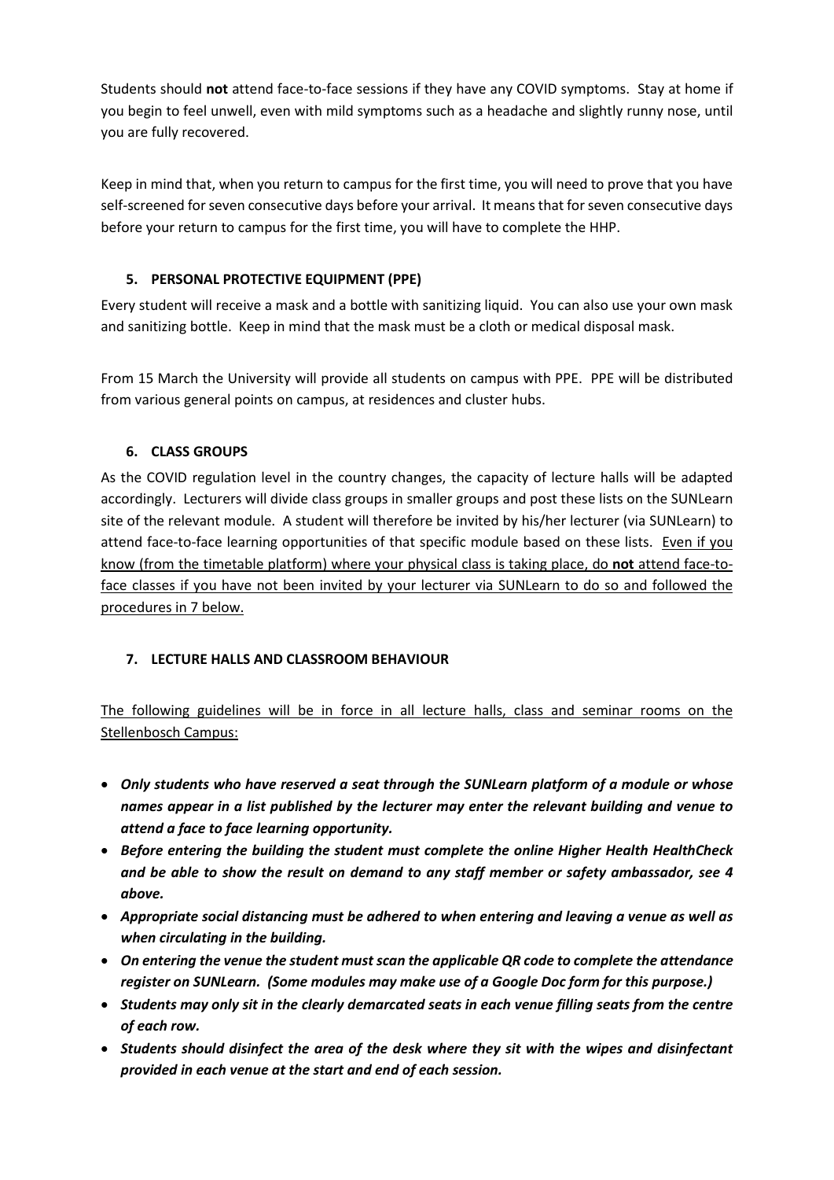Students should **not** attend face-to-face sessions if they have any COVID symptoms. Stay at home if you begin to feel unwell, even with mild symptoms such as a headache and slightly runny nose, until you are fully recovered.

Keep in mind that, when you return to campus for the first time, you will need to prove that you have self-screened for seven consecutive days before your arrival. It means that for seven consecutive days before your return to campus for the first time, you will have to complete the HHP.

## 5. PERSONAL PROTECTIVE EQUIPMENT (PPE)

Every student will receive a mask and a bottle with sanitizing liquid. You can also use your own mask and sanitizing bottle. Keep in mind that the mask must be a cloth or medical disposal mask.

From 15 March the University will provide all students on campus with PPE. PPE will be distributed from various general points on campus, at residences and cluster hubs.

## 6. CLASS GROUPS

As the COVID regulation level in the country changes, the capacity of lecture halls will be adapted accordingly. Lecturers will divide class groups in smaller groups and post these lists on the SUNLearn site of the relevant module. A student will therefore be invited by his/her lecturer (via SUNLearn) to attend face-to-face learning opportunities of that specific module based on these lists. Even if you know (from the timetable platform) where your physical class is taking place, do **not** attend face-to-face classes if you have not been invited by your lecturer via SUNLearn to do so and followed the procedures in 7 below.

## 7. LECTURE HALLS AND CLASSROOM BEHAVIOUR

The following guidelines will be in force in all lecture halls, class and seminar rooms on the Stellenbosch Campus:

- ***Only students who have reserved a seat through the SUNLearn platform of a module or whose names appear in a list published by the lecturer may enter the relevant building and venue to attend a face to face learning opportunity.***
- ***Before entering the building the student must complete the online Higher Health HealthCheck and be able to show the result on demand to any staff member or safety ambassador, see 4 above.***
- ***Appropriate social distancing must be adhered to when entering and leaving a venue as well as when circulating in the building.***
- ***On entering the venue the student must scan the applicable QR code to complete the attendance register on SUNLearn. (Some modules may make use of a Google Doc form for this purpose.)***
- ***Students may only sit in the clearly demarcated seats in each venue filling seats from the centre of each row.***
- ***Students should disinfect the area of the desk where they sit with the wipes and disinfectant provided in each venue at the start and end of each session.***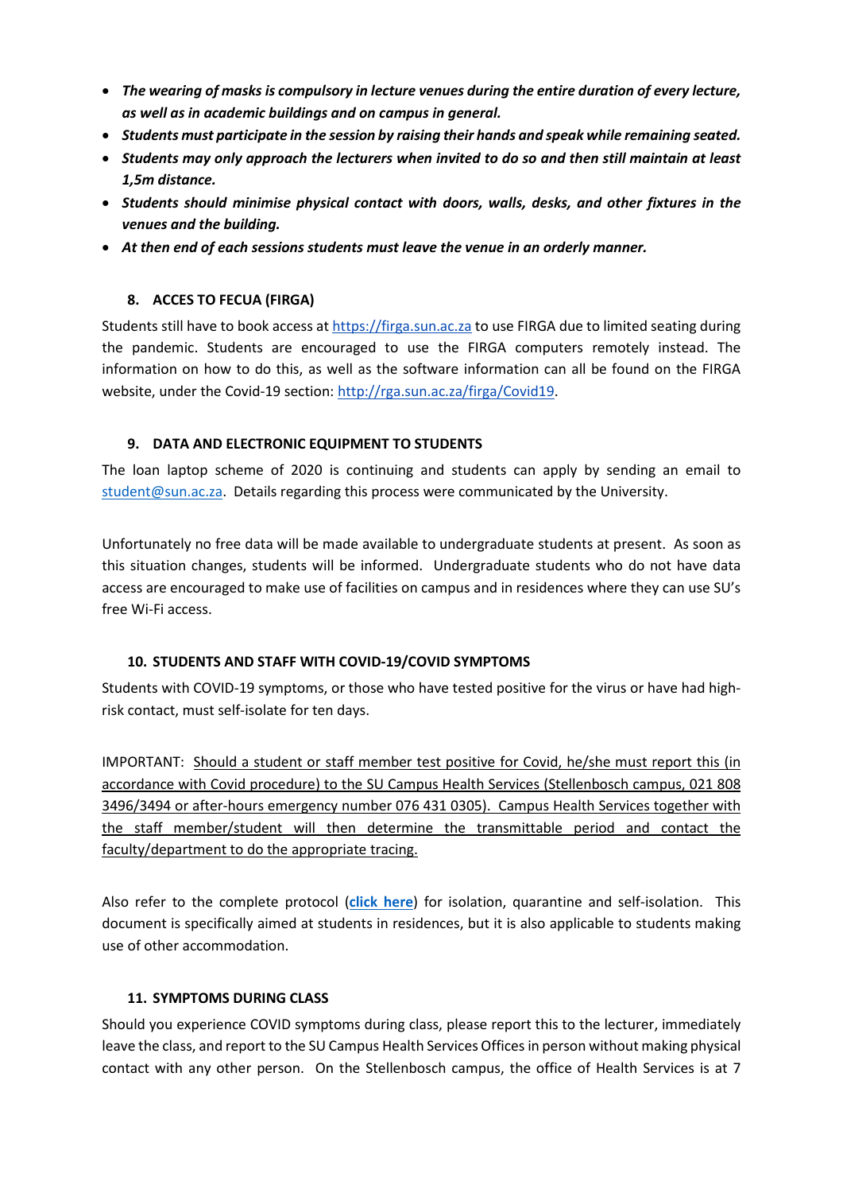- ***The wearing of masks is compulsory in lecture venues during the entire duration of every lecture, as well as in academic buildings and on campus in general.***
- ***Students must participate in the session by raising their hands and speak while remaining seated.***
- ***Students may only approach the lecturers when invited to do so and then still maintain at least 1,5m distance.***
- ***Students should minimise physical contact with doors, walls, desks, and other fixtures in the venues and the building.***
- ***At then end of each sessions students must leave the venue in an orderly manner.***

### 8. ACCES TO FECUA (FIRGA)

Students still have to book access at https://firga.sun.ac.za to use FIRGA due to limited seating during the pandemic. Students are encouraged to use the FIRGA computers remotely instead. The information on how to do this, as well as the software information can all be found on the FIRGA website, under the Covid-19 section: http://rga.sun.ac.za/firga/Covid19.

### 9. DATA AND ELECTRONIC EQUIPMENT TO STUDENTS

The loan laptop scheme of 2020 is continuing and students can apply by sending an email to student@sun.ac.za. Details regarding this process were communicated by the University.

Unfortunately no free data will be made available to undergraduate students at present. As soon as this situation changes, students will be informed. Undergraduate students who do not have data access are encouraged to make use of facilities on campus and in residences where they can use SU's free Wi-Fi access.

### 10. STUDENTS AND STAFF WITH COVID-19/COVID SYMPTOMS

Students with COVID-19 symptoms, or those who have tested positive for the virus or have had high-risk contact, must self-isolate for ten days.

IMPORTANT: Should a student or staff member test positive for Covid, he/she must report this (in accordance with Covid procedure) to the SU Campus Health Services (Stellenbosch campus, 021 808 3496/3494 or after-hours emergency number 076 431 0305). Campus Health Services together with the staff member/student will then determine the transmittable period and contact the faculty/department to do the appropriate tracing.

Also refer to the complete protocol (**click here**) for isolation, quarantine and self-isolation. This document is specifically aimed at students in residences, but it is also applicable to students making use of other accommodation.

### 11. SYMPTOMS DURING CLASS

Should you experience COVID symptoms during class, please report this to the lecturer, immediately leave the class, and report to the SU Campus Health Services Offices in person without making physical contact with any other person. On the Stellenbosch campus, the office of Health Services is at 7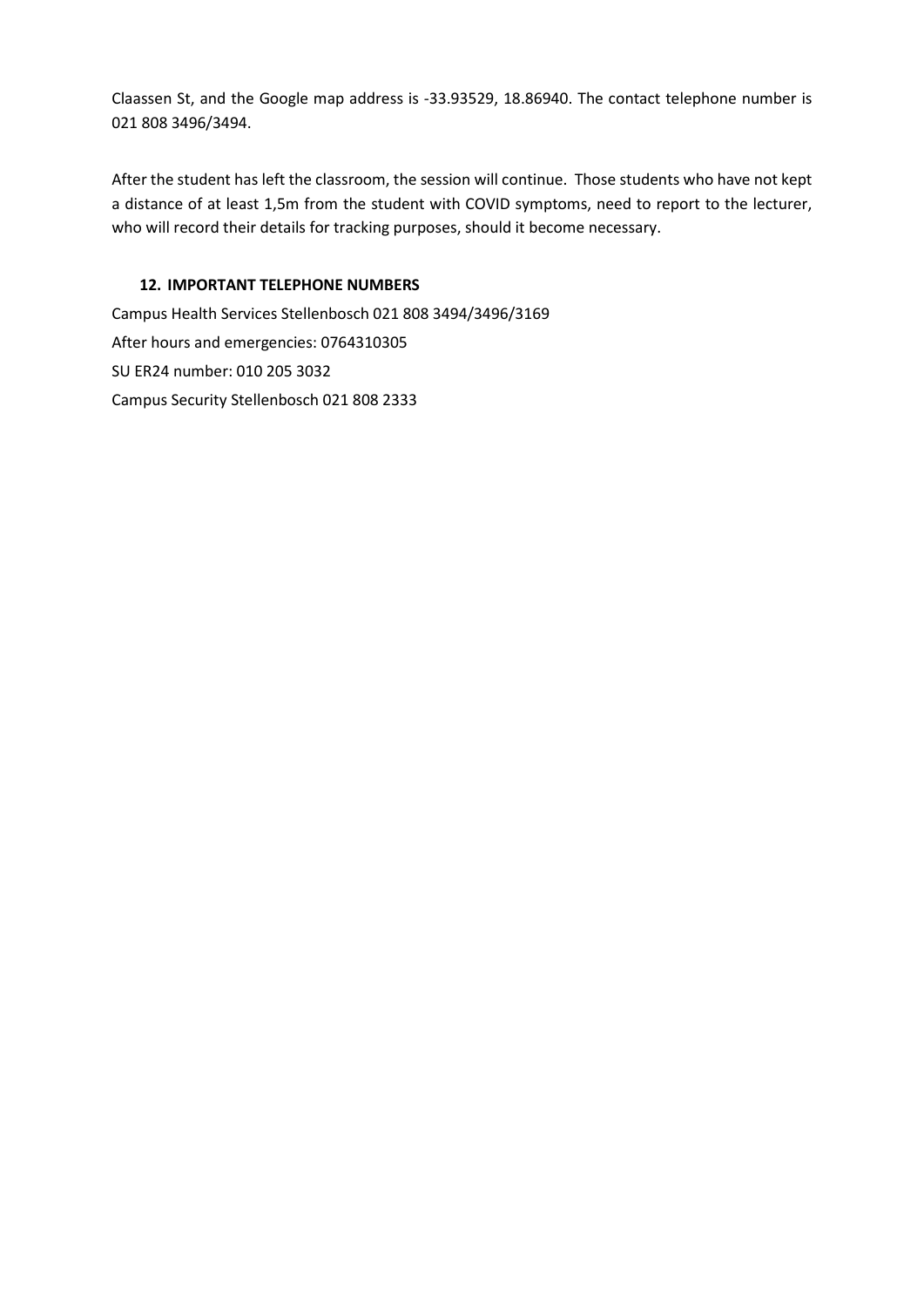Claassen St, and the Google map address is -33.93529, 18.86940. The contact telephone number is 021 808 3496/3494.

After the student has left the classroom, the session will continue. Those students who have not kept a distance of at least 1,5m from the student with COVID symptoms, need to report to the lecturer, who will record their details for tracking purposes, should it become necessary.

## 12. IMPORTANT TELEPHONE NUMBERS

Campus Health Services Stellenbosch 021 808 3494/3496/3169

After hours and emergencies: 0764310305

SU ER24 number: 010 205 3032

Campus Security Stellenbosch 021 808 2333